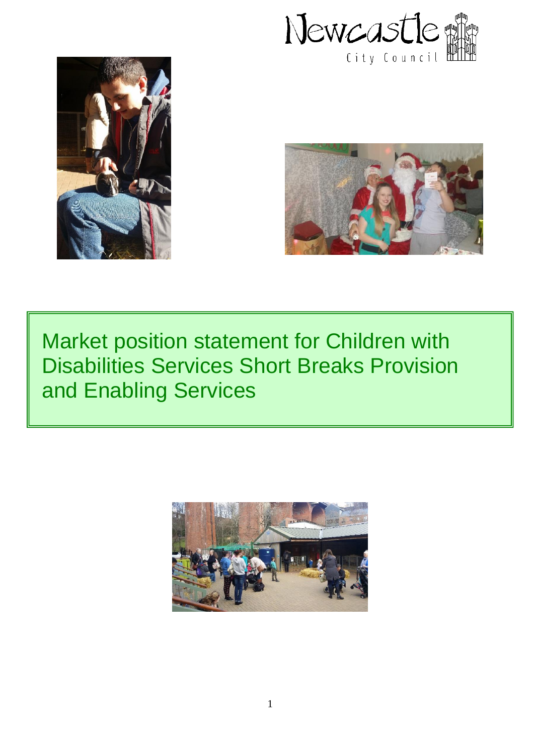Newcastle City Council

# Market position statement for Children with Disabilities Services Short Breaks Provision and Enabling Services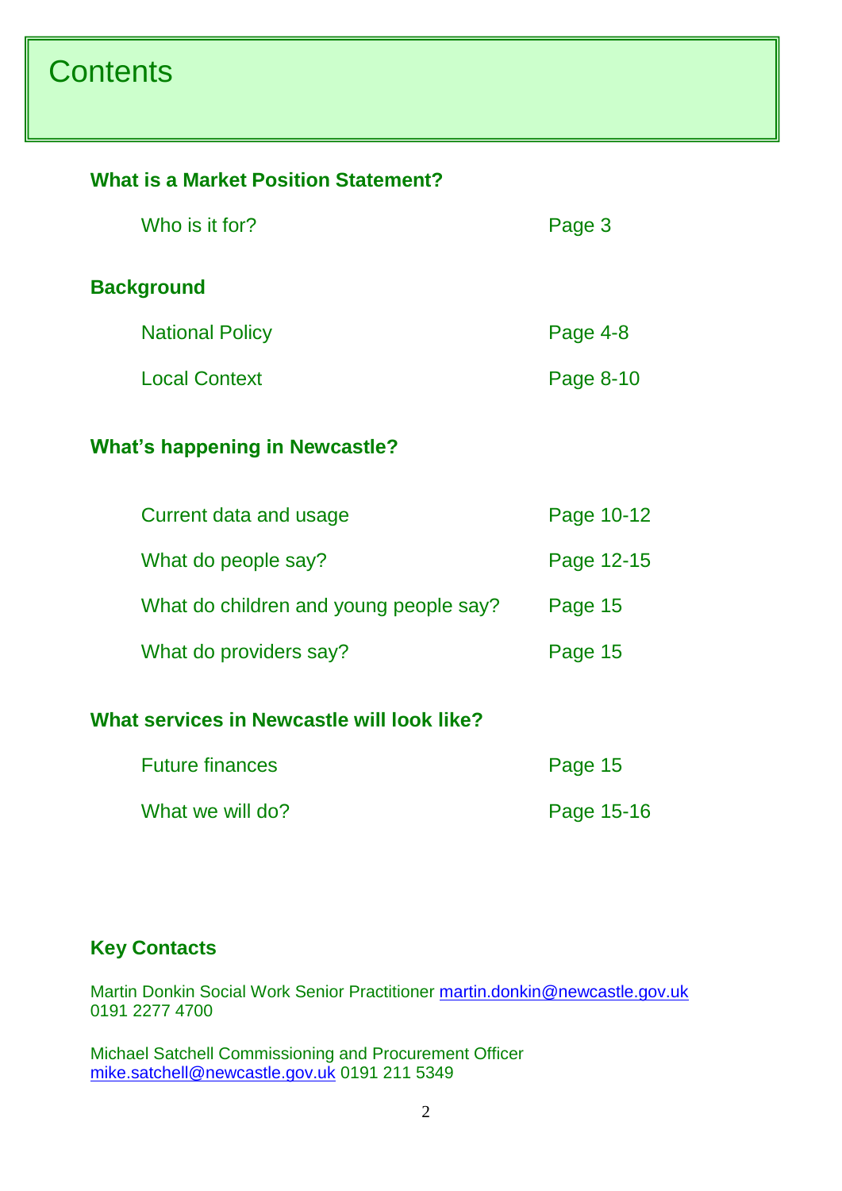# Contents

**What is a Market Position Statement?**

| | |
|---|---|
| Who is it for? | Page 3 |

**Background**

| | |
|---|---|
| National Policy | Page 4-8 |
| Local Context | Page 8-10 |

**What's happening in Newcastle?**

| | |
|---|---|
| Current data and usage | Page 10-12 |
| What do people say? | Page 12-15 |
| What do children and young people say? | Page 15 |
| What do providers say? | Page 15 |

**What services in Newcastle will look like?**

| | |
|---|---|
| Future finances | Page 15 |
| What we will do? | Page 15-16 |

**Key Contacts**

Martin Donkin Social Work Senior Practitioner martin.donkin@newcastle.gov.uk 0191 2277 4700

Michael Satchell Commissioning and Procurement Officer mike.satchell@newcastle.gov.uk 0191 211 5349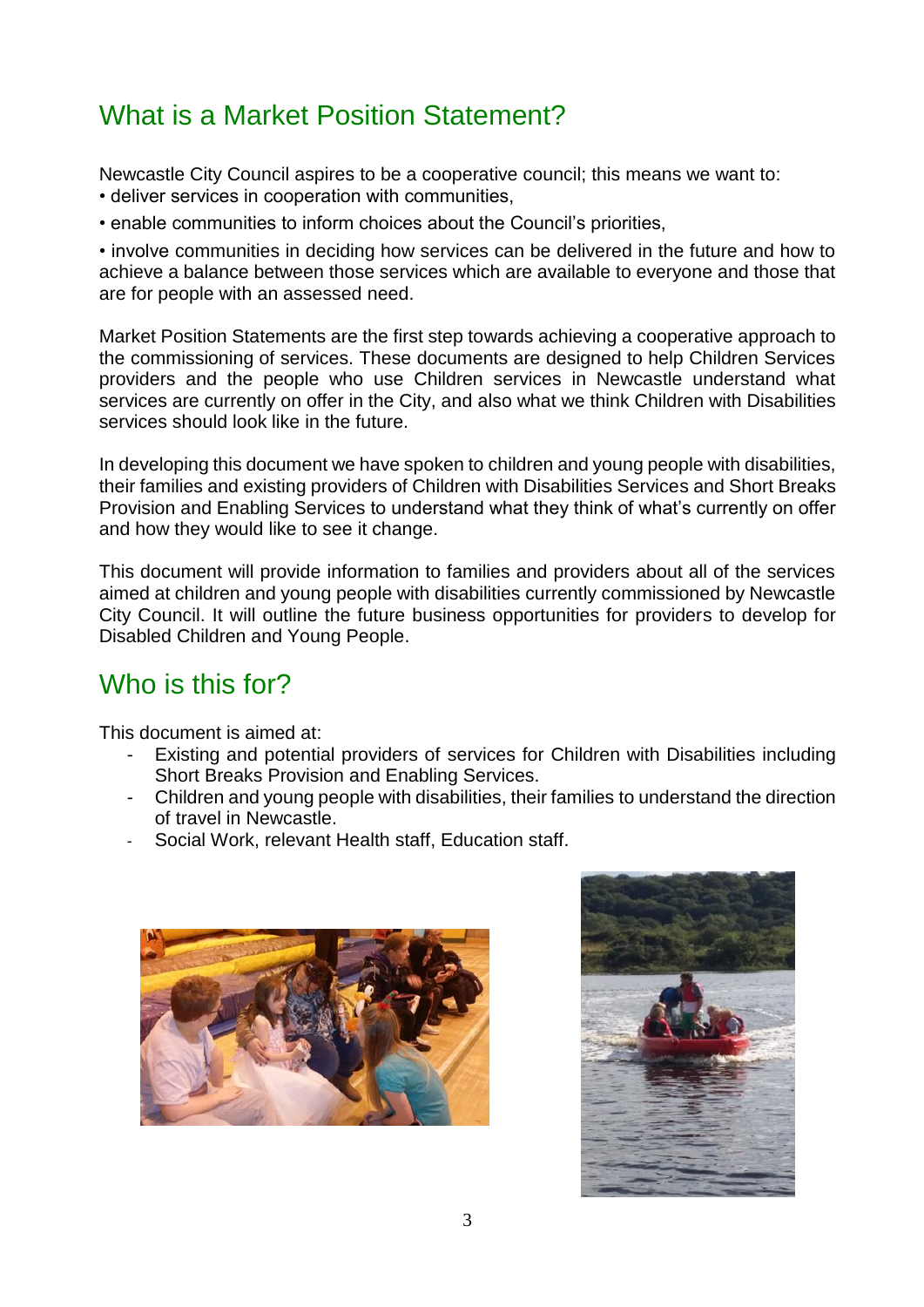## What is a Market Position Statement?

Newcastle City Council aspires to be a cooperative council; this means we want to:

- deliver services in cooperation with communities,
- enable communities to inform choices about the Council's priorities,
- involve communities in deciding how services can be delivered in the future and how to achieve a balance between those services which are available to everyone and those that are for people with an assessed need.

Market Position Statements are the first step towards achieving a cooperative approach to the commissioning of services. These documents are designed to help Children Services providers and the people who use Children services in Newcastle understand what services are currently on offer in the City, and also what we think Children with Disabilities services should look like in the future.

In developing this document we have spoken to children and young people with disabilities, their families and existing providers of Children with Disabilities Services and Short Breaks Provision and Enabling Services to understand what they think of what's currently on offer and how they would like to see it change.

This document will provide information to families and providers about all of the services aimed at children and young people with disabilities currently commissioned by Newcastle City Council. It will outline the future business opportunities for providers to develop for Disabled Children and Young People.

## Who is this for?

This document is aimed at:

- Existing and potential providers of services for Children with Disabilities including Short Breaks Provision and Enabling Services.
- Children and young people with disabilities, their families to understand the direction of travel in Newcastle.
- Social Work, relevant Health staff, Education staff.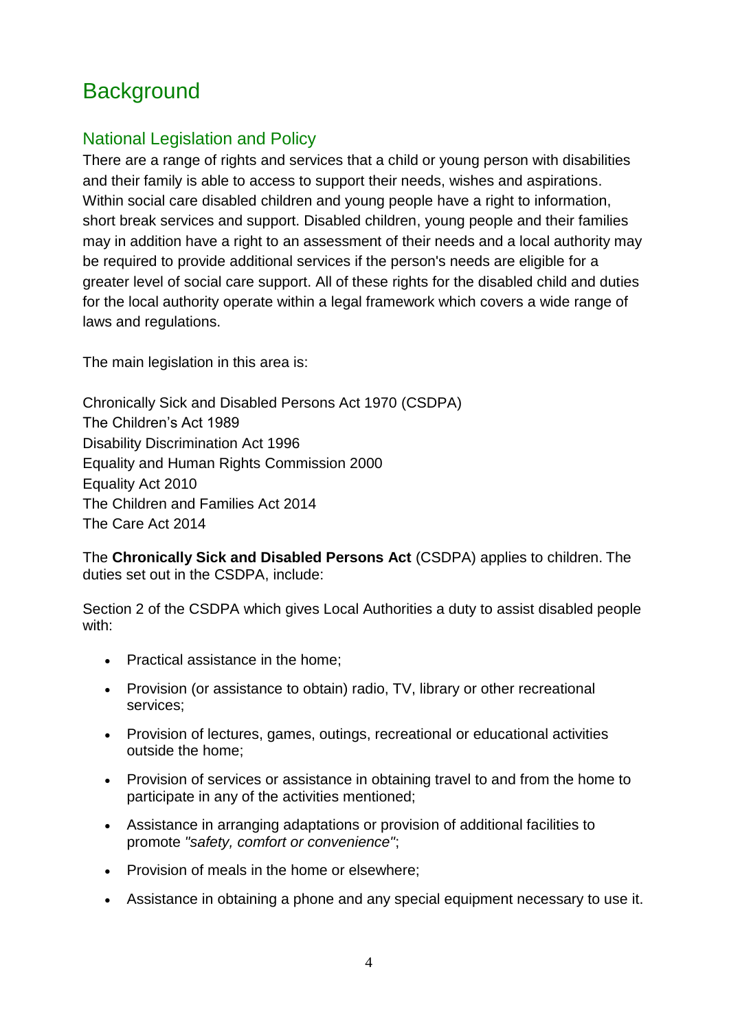# Background

## National Legislation and Policy

There are a range of rights and services that a child or young person with disabilities and their family is able to access to support their needs, wishes and aspirations. Within social care disabled children and young people have a right to information, short break services and support. Disabled children, young people and their families may in addition have a right to an assessment of their needs and a local authority may be required to provide additional services if the person's needs are eligible for a greater level of social care support. All of these rights for the disabled child and duties for the local authority operate within a legal framework which covers a wide range of laws and regulations.

The main legislation in this area is:

Chronically Sick and Disabled Persons Act 1970 (CSDPA)
The Children's Act 1989
Disability Discrimination Act 1996
Equality and Human Rights Commission 2000
Equality Act 2010
The Children and Families Act 2014
The Care Act 2014

The **Chronically Sick and Disabled Persons Act** (CSDPA) applies to children. The duties set out in the CSDPA, include:

Section 2 of the CSDPA which gives Local Authorities a duty to assist disabled people with:

- Practical assistance in the home;
- Provision (or assistance to obtain) radio, TV, library or other recreational services;
- Provision of lectures, games, outings, recreational or educational activities outside the home;
- Provision of services or assistance in obtaining travel to and from the home to participate in any of the activities mentioned;
- Assistance in arranging adaptations or provision of additional facilities to promote *"safety, comfort or convenience"*;
- Provision of meals in the home or elsewhere;
- Assistance in obtaining a phone and any special equipment necessary to use it.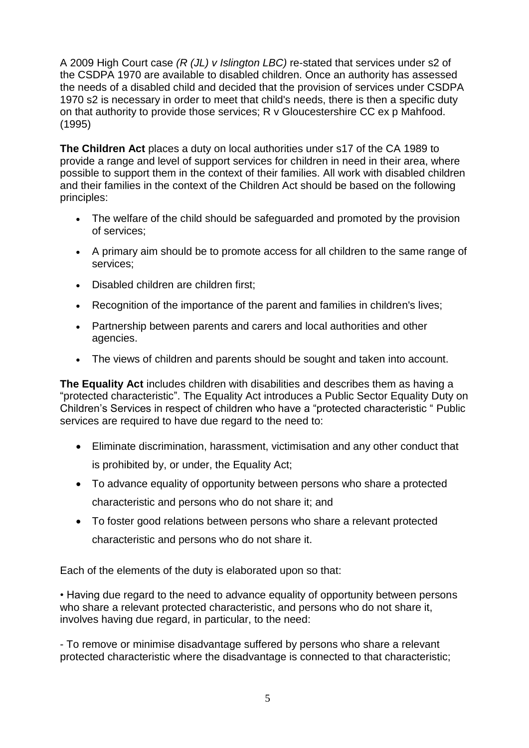A 2009 High Court case *(R (JL) v Islington LBC)* re-stated that services under s2 of the CSDPA 1970 are available to disabled children. Once an authority has assessed the needs of a disabled child and decided that the provision of services under CSDPA 1970 s2 is necessary in order to meet that child's needs, there is then a specific duty on that authority to provide those services; R v Gloucestershire CC ex p Mahfood. (1995)

**The Children Act** places a duty on local authorities under s17 of the CA 1989 to provide a range and level of support services for children in need in their area, where possible to support them in the context of their families. All work with disabled children and their families in the context of the Children Act should be based on the following principles:

- The welfare of the child should be safeguarded and promoted by the provision of services;
- A primary aim should be to promote access for all children to the same range of services;
- Disabled children are children first;
- Recognition of the importance of the parent and families in children's lives;
- Partnership between parents and carers and local authorities and other agencies.
- The views of children and parents should be sought and taken into account.

**The Equality Act** includes children with disabilities and describes them as having a "protected characteristic". The Equality Act introduces a Public Sector Equality Duty on Children's Services in respect of children who have a "protected characteristic " Public services are required to have due regard to the need to:

- Eliminate discrimination, harassment, victimisation and any other conduct that is prohibited by, or under, the Equality Act;
- To advance equality of opportunity between persons who share a protected characteristic and persons who do not share it; and
- To foster good relations between persons who share a relevant protected characteristic and persons who do not share it.

Each of the elements of the duty is elaborated upon so that:

• Having due regard to the need to advance equality of opportunity between persons who share a relevant protected characteristic, and persons who do not share it, involves having due regard, in particular, to the need:

- To remove or minimise disadvantage suffered by persons who share a relevant protected characteristic where the disadvantage is connected to that characteristic;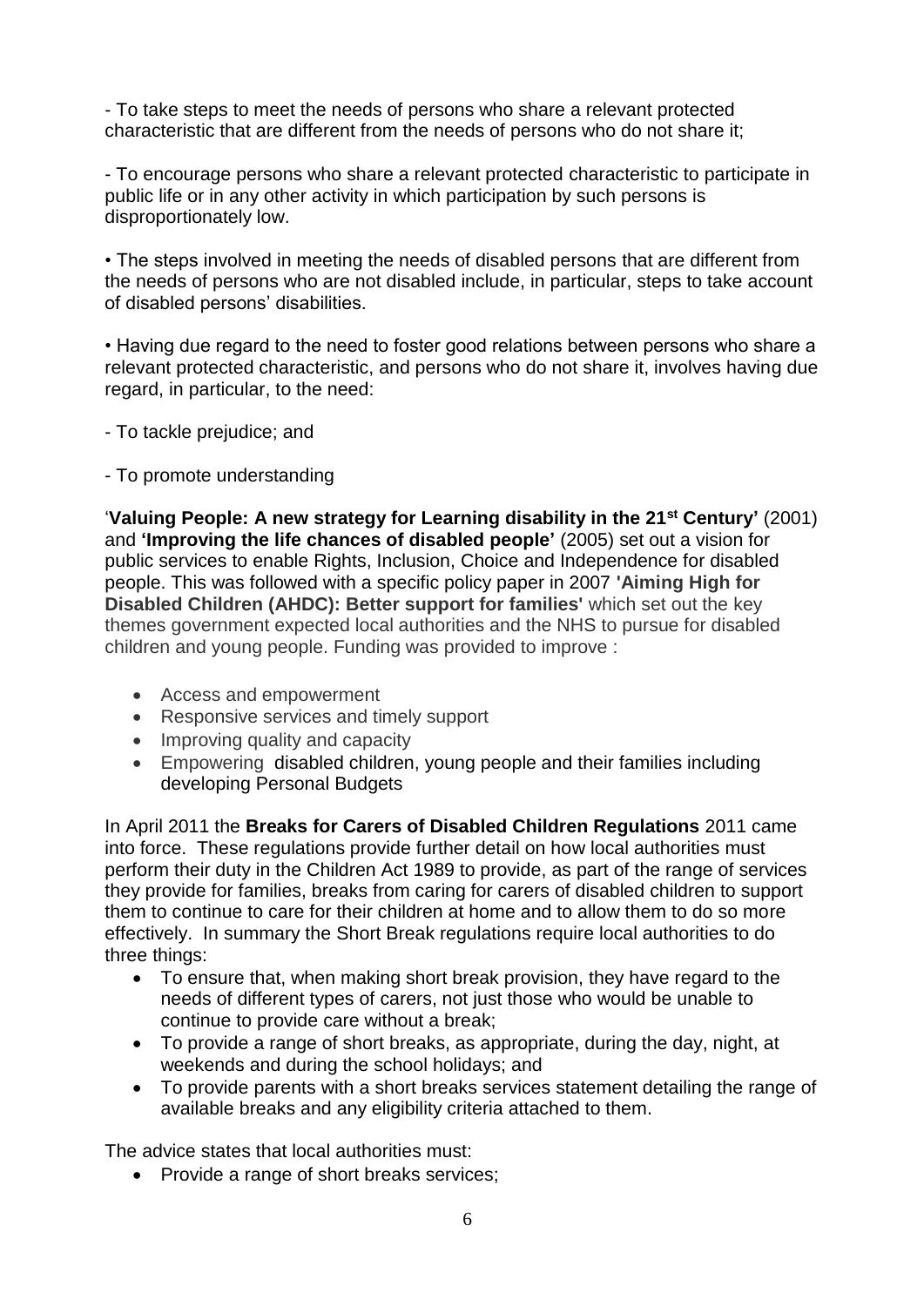- To take steps to meet the needs of persons who share a relevant protected characteristic that are different from the needs of persons who do not share it;

- To encourage persons who share a relevant protected characteristic to participate in public life or in any other activity in which participation by such persons is disproportionately low.

• The steps involved in meeting the needs of disabled persons that are different from the needs of persons who are not disabled include, in particular, steps to take account of disabled persons' disabilities.

• Having due regard to the need to foster good relations between persons who share a relevant protected characteristic, and persons who do not share it, involves having due regard, in particular, to the need:

- To tackle prejudice; and

- To promote understanding

'**Valuing People: A new strategy for Learning disability in the 21st Century'** (2001) and **'Improving the life chances of disabled people'** (2005) set out a vision for public services to enable Rights, Inclusion, Choice and Independence for disabled people. This was followed with a specific policy paper in 2007 **'Aiming High for Disabled Children (AHDC): Better support for families'** which set out the key themes government expected local authorities and the NHS to pursue for disabled children and young people. Funding was provided to improve :

- Access and empowerment
- Responsive services and timely support
- Improving quality and capacity
- Empowering disabled children, young people and their families including developing Personal Budgets

In April 2011 the **Breaks for Carers of Disabled Children Regulations** 2011 came into force. These regulations provide further detail on how local authorities must perform their duty in the Children Act 1989 to provide, as part of the range of services they provide for families, breaks from caring for carers of disabled children to support them to continue to care for their children at home and to allow them to do so more effectively. In summary the Short Break regulations require local authorities to do three things:

- To ensure that, when making short break provision, they have regard to the needs of different types of carers, not just those who would be unable to continue to provide care without a break;
- To provide a range of short breaks, as appropriate, during the day, night, at weekends and during the school holidays; and
- To provide parents with a short breaks services statement detailing the range of available breaks and any eligibility criteria attached to them.

The advice states that local authorities must:

- Provide a range of short breaks services;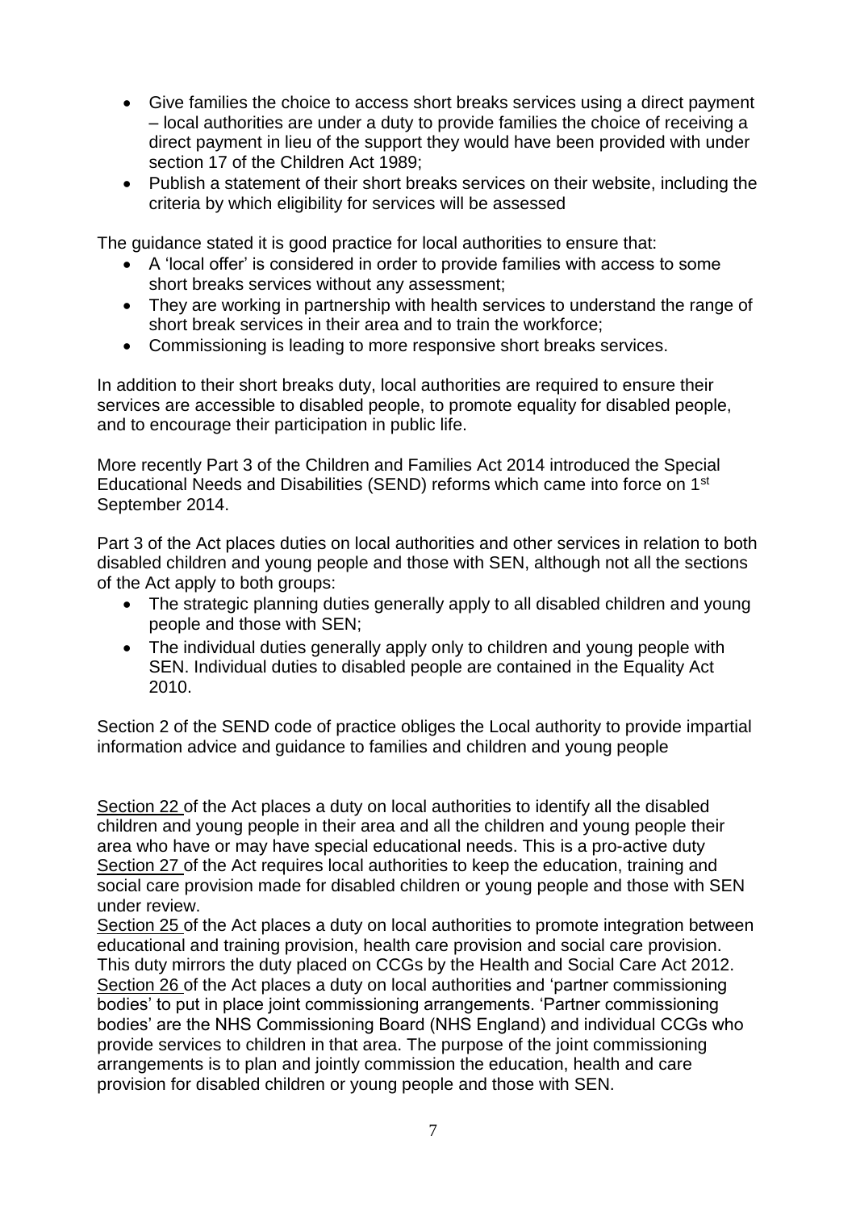- Give families the choice to access short breaks services using a direct payment – local authorities are under a duty to provide families the choice of receiving a direct payment in lieu of the support they would have been provided with under section 17 of the Children Act 1989;
- Publish a statement of their short breaks services on their website, including the criteria by which eligibility for services will be assessed

The guidance stated it is good practice for local authorities to ensure that:

- A 'local offer' is considered in order to provide families with access to some short breaks services without any assessment;
- They are working in partnership with health services to understand the range of short break services in their area and to train the workforce;
- Commissioning is leading to more responsive short breaks services.

In addition to their short breaks duty, local authorities are required to ensure their services are accessible to disabled people, to promote equality for disabled people, and to encourage their participation in public life.

More recently Part 3 of the Children and Families Act 2014 introduced the Special Educational Needs and Disabilities (SEND) reforms which came into force on 1st September 2014.

Part 3 of the Act places duties on local authorities and other services in relation to both disabled children and young people and those with SEN, although not all the sections of the Act apply to both groups:

- The strategic planning duties generally apply to all disabled children and young people and those with SEN;
- The individual duties generally apply only to children and young people with SEN. Individual duties to disabled people are contained in the Equality Act 2010.

Section 2 of the SEND code of practice obliges the Local authority to provide impartial information advice and guidance to families and children and young people

Section 22 of the Act places a duty on local authorities to identify all the disabled children and young people in their area and all the children and young people their area who have or may have special educational needs. This is a pro-active duty
Section 27 of the Act requires local authorities to keep the education, training and social care provision made for disabled children or young people and those with SEN under review.
Section 25 of the Act places a duty on local authorities to promote integration between educational and training provision, health care provision and social care provision. This duty mirrors the duty placed on CCGs by the Health and Social Care Act 2012.
Section 26 of the Act places a duty on local authorities and 'partner commissioning bodies' to put in place joint commissioning arrangements. 'Partner commissioning bodies' are the NHS Commissioning Board (NHS England) and individual CCGs who provide services to children in that area. The purpose of the joint commissioning arrangements is to plan and jointly commission the education, health and care provision for disabled children or young people and those with SEN.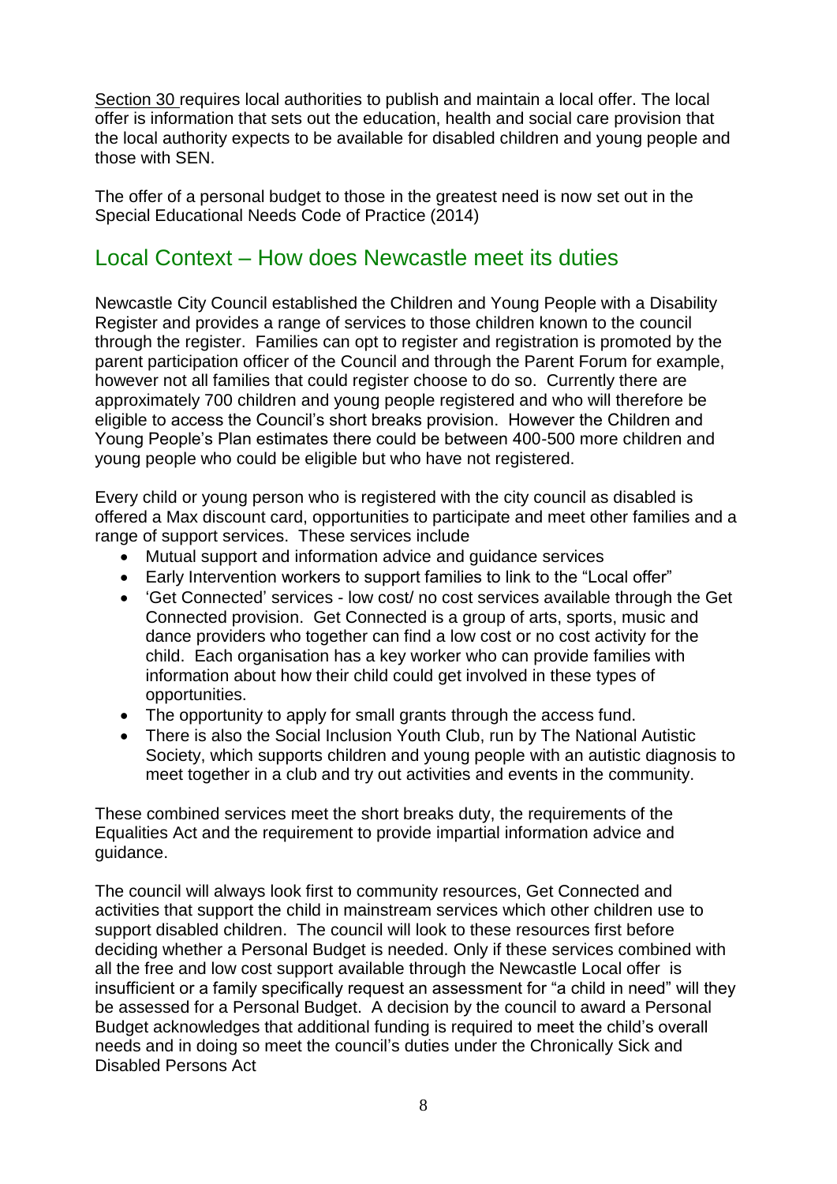Section 30 requires local authorities to publish and maintain a local offer. The local offer is information that sets out the education, health and social care provision that the local authority expects to be available for disabled children and young people and those with SEN.

The offer of a personal budget to those in the greatest need is now set out in the Special Educational Needs Code of Practice (2014)

## Local Context – How does Newcastle meet its duties

Newcastle City Council established the Children and Young People with a Disability Register and provides a range of services to those children known to the council through the register. Families can opt to register and registration is promoted by the parent participation officer of the Council and through the Parent Forum for example, however not all families that could register choose to do so. Currently there are approximately 700 children and young people registered and who will therefore be eligible to access the Council's short breaks provision. However the Children and Young People's Plan estimates there could be between 400-500 more children and young people who could be eligible but who have not registered.

Every child or young person who is registered with the city council as disabled is offered a Max discount card, opportunities to participate and meet other families and a range of support services. These services include

- Mutual support and information advice and guidance services
- Early Intervention workers to support families to link to the "Local offer"
- 'Get Connected' services - low cost/ no cost services available through the Get Connected provision. Get Connected is a group of arts, sports, music and dance providers who together can find a low cost or no cost activity for the child. Each organisation has a key worker who can provide families with information about how their child could get involved in these types of opportunities.
- The opportunity to apply for small grants through the access fund.
- There is also the Social Inclusion Youth Club, run by The National Autistic Society, which supports children and young people with an autistic diagnosis to meet together in a club and try out activities and events in the community.

These combined services meet the short breaks duty, the requirements of the Equalities Act and the requirement to provide impartial information advice and guidance.

The council will always look first to community resources, Get Connected and activities that support the child in mainstream services which other children use to support disabled children. The council will look to these resources first before deciding whether a Personal Budget is needed. Only if these services combined with all the free and low cost support available through the Newcastle Local offer is insufficient or a family specifically request an assessment for "a child in need" will they be assessed for a Personal Budget. A decision by the council to award a Personal Budget acknowledges that additional funding is required to meet the child's overall needs and in doing so meet the council's duties under the Chronically Sick and Disabled Persons Act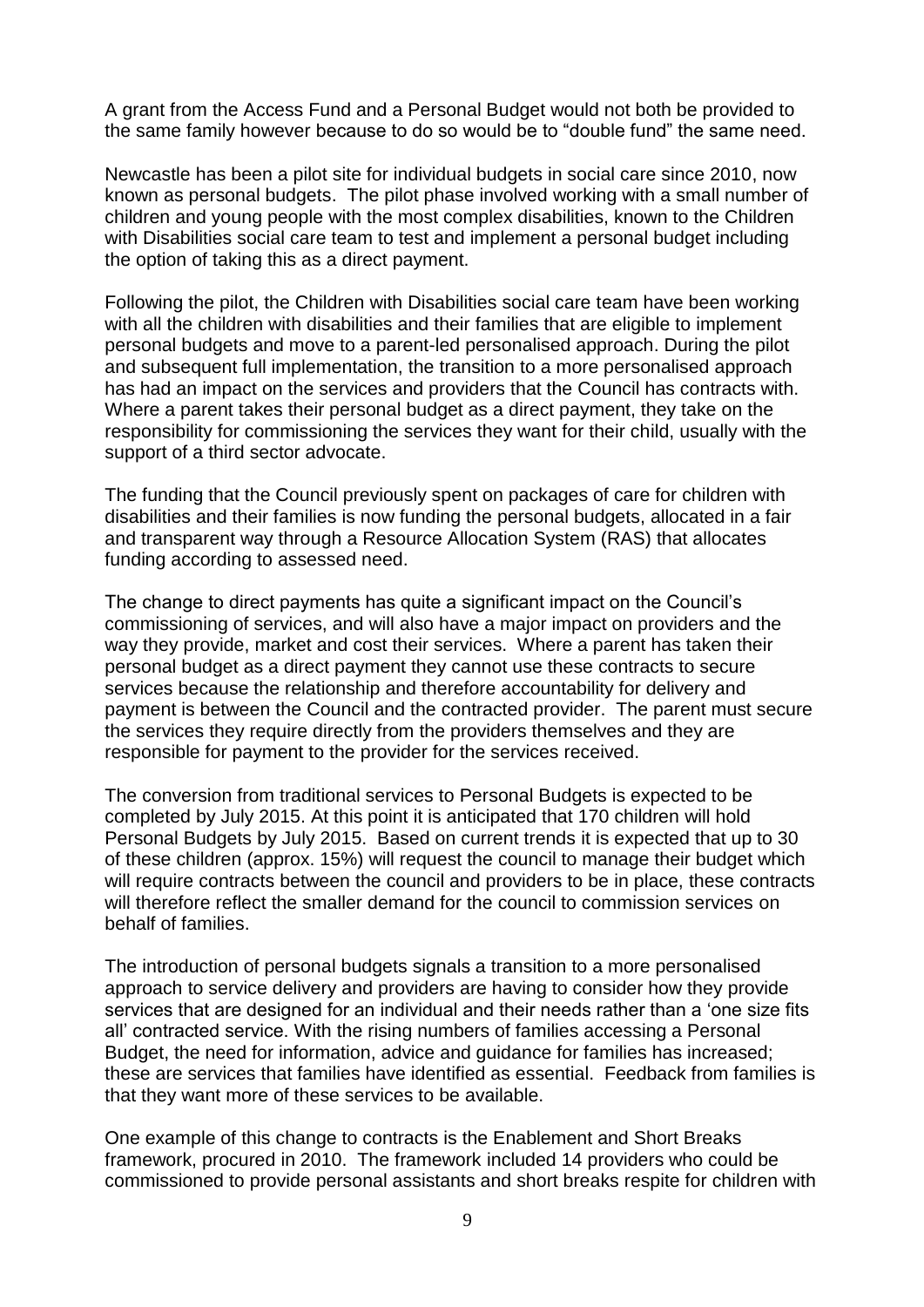A grant from the Access Fund and a Personal Budget would not both be provided to the same family however because to do so would be to "double fund" the same need.

Newcastle has been a pilot site for individual budgets in social care since 2010, now known as personal budgets. The pilot phase involved working with a small number of children and young people with the most complex disabilities, known to the Children with Disabilities social care team to test and implement a personal budget including the option of taking this as a direct payment.

Following the pilot, the Children with Disabilities social care team have been working with all the children with disabilities and their families that are eligible to implement personal budgets and move to a parent-led personalised approach. During the pilot and subsequent full implementation, the transition to a more personalised approach has had an impact on the services and providers that the Council has contracts with. Where a parent takes their personal budget as a direct payment, they take on the responsibility for commissioning the services they want for their child, usually with the support of a third sector advocate.

The funding that the Council previously spent on packages of care for children with disabilities and their families is now funding the personal budgets, allocated in a fair and transparent way through a Resource Allocation System (RAS) that allocates funding according to assessed need.

The change to direct payments has quite a significant impact on the Council's commissioning of services, and will also have a major impact on providers and the way they provide, market and cost their services. Where a parent has taken their personal budget as a direct payment they cannot use these contracts to secure services because the relationship and therefore accountability for delivery and payment is between the Council and the contracted provider. The parent must secure the services they require directly from the providers themselves and they are responsible for payment to the provider for the services received.

The conversion from traditional services to Personal Budgets is expected to be completed by July 2015. At this point it is anticipated that 170 children will hold Personal Budgets by July 2015. Based on current trends it is expected that up to 30 of these children (approx. 15%) will request the council to manage their budget which will require contracts between the council and providers to be in place, these contracts will therefore reflect the smaller demand for the council to commission services on behalf of families.

The introduction of personal budgets signals a transition to a more personalised approach to service delivery and providers are having to consider how they provide services that are designed for an individual and their needs rather than a 'one size fits all' contracted service. With the rising numbers of families accessing a Personal Budget, the need for information, advice and guidance for families has increased; these are services that families have identified as essential. Feedback from families is that they want more of these services to be available.

One example of this change to contracts is the Enablement and Short Breaks framework, procured in 2010. The framework included 14 providers who could be commissioned to provide personal assistants and short breaks respite for children with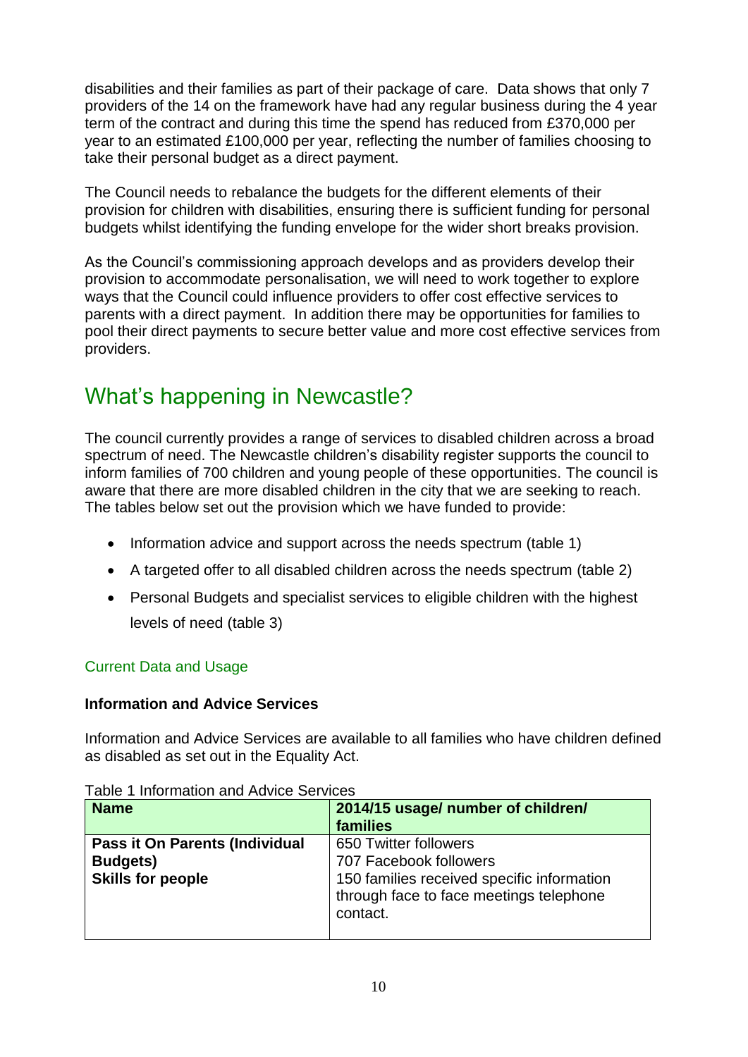disabilities and their families as part of their package of care. Data shows that only 7 providers of the 14 on the framework have had any regular business during the 4 year term of the contract and during this time the spend has reduced from £370,000 per year to an estimated £100,000 per year, reflecting the number of families choosing to take their personal budget as a direct payment.

The Council needs to rebalance the budgets for the different elements of their provision for children with disabilities, ensuring there is sufficient funding for personal budgets whilst identifying the funding envelope for the wider short breaks provision.

As the Council's commissioning approach develops and as providers develop their provision to accommodate personalisation, we will need to work together to explore ways that the Council could influence providers to offer cost effective services to parents with a direct payment. In addition there may be opportunities for families to pool their direct payments to secure better value and more cost effective services from providers.

## What's happening in Newcastle?

The council currently provides a range of services to disabled children across a broad spectrum of need. The Newcastle children's disability register supports the council to inform families of 700 children and young people of these opportunities. The council is aware that there are more disabled children in the city that we are seeking to reach. The tables below set out the provision which we have funded to provide:

- Information advice and support across the needs spectrum (table 1)
- A targeted offer to all disabled children across the needs spectrum (table 2)
- Personal Budgets and specialist services to eligible children with the highest levels of need (table 3)

### Current Data and Usage

**Information and Advice Services**

Information and Advice Services are available to all families who have children defined as disabled as set out in the Equality Act.

Table 1 Information and Advice Services

| Name | 2014/15 usage/ number of children/ families |
|---|---|
| **Pass it On Parents (Individual Budgets)**<br>**Skills for people** | 650 Twitter followers<br>707 Facebook followers<br>150 families received specific information through face to face meetings telephone contact. |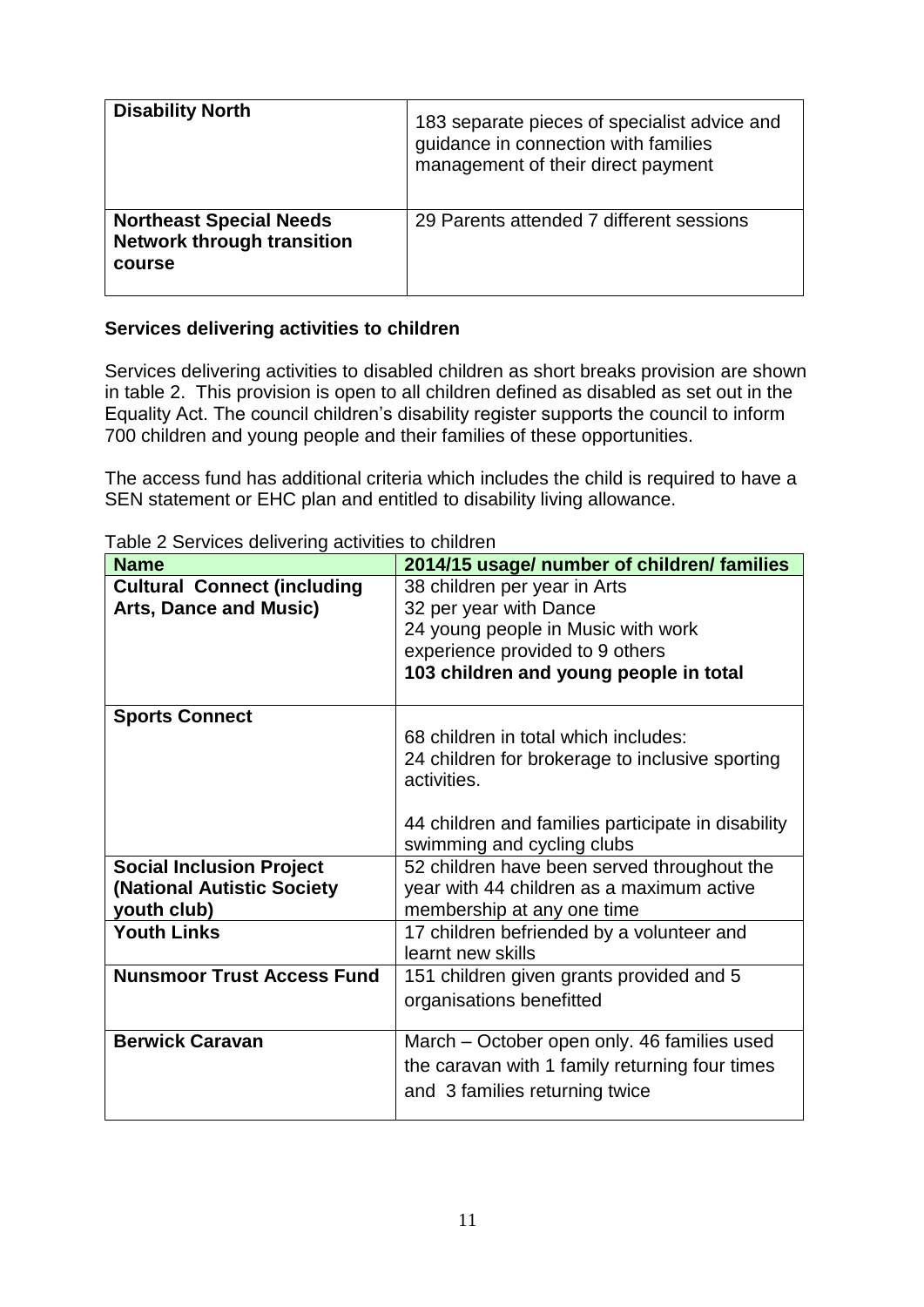| | |
|---|---|
| **Disability North** | 183 separate pieces of specialist advice and guidance in connection with families management of their direct payment |
| **Northeast Special Needs Network through transition course** | 29 Parents attended 7 different sessions |

### Services delivering activities to children

Services delivering activities to disabled children as short breaks provision are shown in table 2. This provision is open to all children defined as disabled as set out in the Equality Act. The council children's disability register supports the council to inform 700 children and young people and their families of these opportunities.

The access fund has additional criteria which includes the child is required to have a SEN statement or EHC plan and entitled to disability living allowance.

Table 2 Services delivering activities to children

| Name | 2014/15 usage/ number of children/ families |
|---|---|
| **Cultural Connect (including Arts, Dance and Music)** | 38 children per year in Arts<br>32 per year with Dance<br>24 young people in Music with work experience provided to 9 others<br>**103 children and young people in total** |
| **Sports Connect** | 68 children in total which includes:<br>24 children for brokerage to inclusive sporting activities.<br><br>44 children and families participate in disability swimming and cycling clubs |
| **Social Inclusion Project (National Autistic Society youth club)** | 52 children have been served throughout the year with 44 children as a maximum active membership at any one time |
| **Youth Links** | 17 children befriended by a volunteer and learnt new skills |
| **Nunsmoor Trust Access Fund** | 151 children given grants provided and 5 organisations benefitted |
| **Berwick Caravan** | March – October open only. 46 families used the caravan with 1 family returning four times and 3 families returning twice |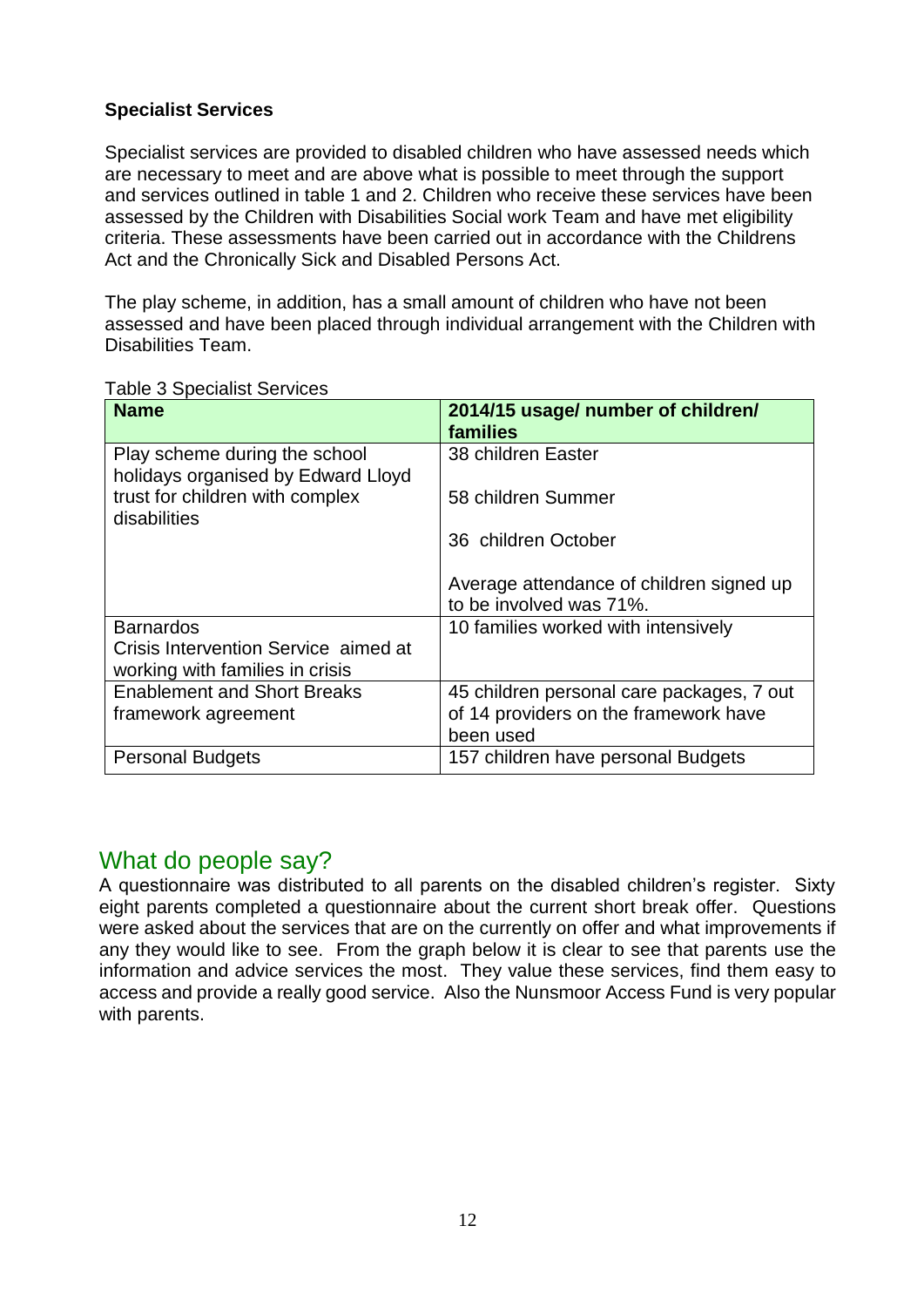### Specialist Services

Specialist services are provided to disabled children who have assessed needs which are necessary to meet and are above what is possible to meet through the support and services outlined in table 1 and 2. Children who receive these services have been assessed by the Children with Disabilities Social work Team and have met eligibility criteria. These assessments have been carried out in accordance with the Childrens Act and the Chronically Sick and Disabled Persons Act.

The play scheme, in addition, has a small amount of children who have not been assessed and have been placed through individual arrangement with the Children with Disabilities Team.

Table 3 Specialist Services

| Name | 2014/15 usage/ number of children/ families |
|---|---|
| Play scheme during the school holidays organised by Edward Lloyd trust for children with complex disabilities | 38 children Easter<br><br>58 children Summer<br><br>36 children October<br><br>Average attendance of children signed up to be involved was 71%. |
| Barnardos<br>Crisis Intervention Service aimed at working with families in crisis | 10 families worked with intensively |
| Enablement and Short Breaks framework agreement | 45 children personal care packages, 7 out of 14 providers on the framework have been used |
| Personal Budgets | 157 children have personal Budgets |

## What do people say?

A questionnaire was distributed to all parents on the disabled children's register. Sixty eight parents completed a questionnaire about the current short break offer. Questions were asked about the services that are on the currently on offer and what improvements if any they would like to see. From the graph below it is clear to see that parents use the information and advice services the most. They value these services, find them easy to access and provide a really good service. Also the Nunsmoor Access Fund is very popular with parents.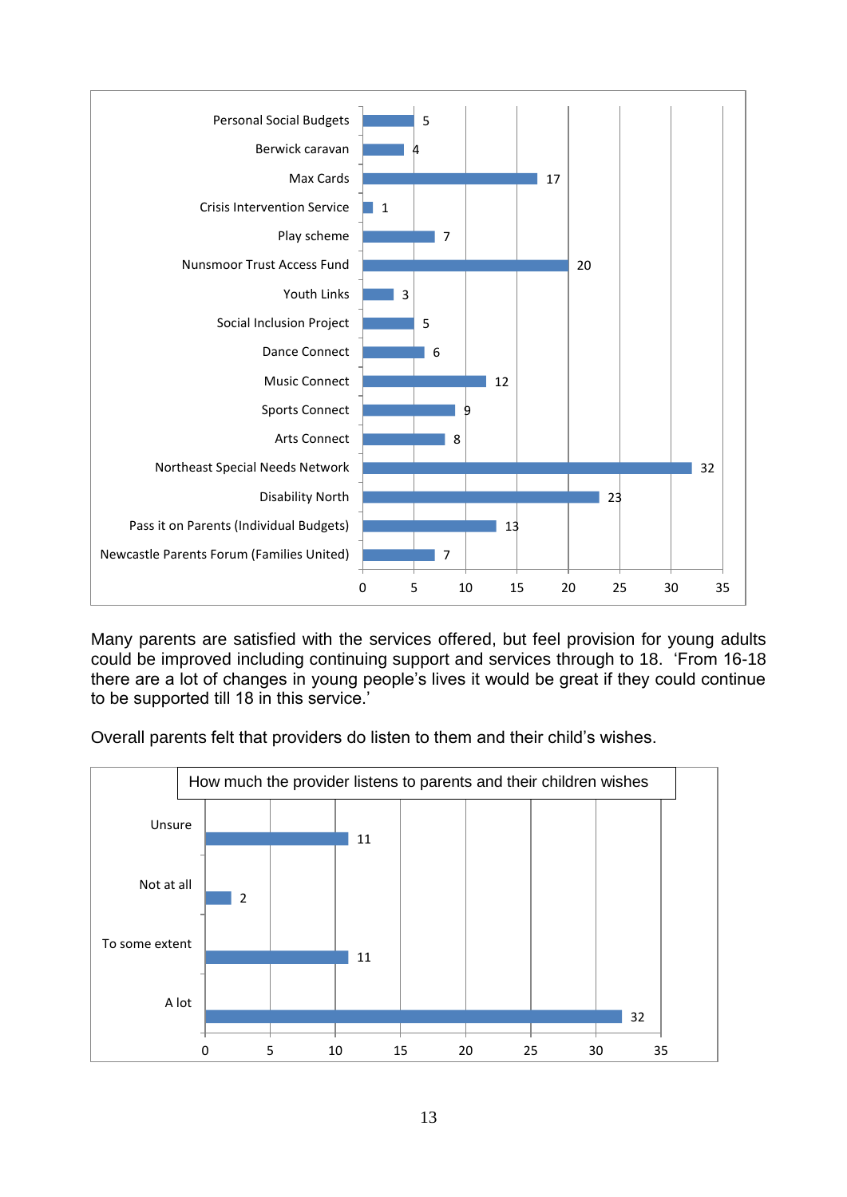| Service | Count |
|---|---|
| Personal Social Budgets | 5 |
| Berwick caravan | 4 |
| Max Cards | 17 |
| Crisis Intervention Service | 1 |
| Play scheme | 7 |
| Nunsmoor Trust Access Fund | 20 |
| Youth Links | 3 |
| Social Inclusion Project | 5 |
| Dance Connect | 6 |
| Music Connect | 12 |
| Sports Connect | 9 |
| Arts Connect | 8 |
| Northeast Special Needs Network | 32 |
| Disability North | 23 |
| Pass it on Parents (Individual Budgets) | 13 |
| Newcastle Parents Forum (Families United) | 7 |

Many parents are satisfied with the services offered, but feel provision for young adults could be improved including continuing support and services through to 18. 'From 16-18 there are a lot of changes in young people's lives it would be great if they could continue to be supported till 18 in this service.'

Overall parents felt that providers do listen to them and their child's wishes.

How much the provider listens to parents and their children wishes

| Response | Count |
|---|---|
| Unsure | 11 |
| Not at all | 2 |
| To some extent | 11 |
| A lot | 32 |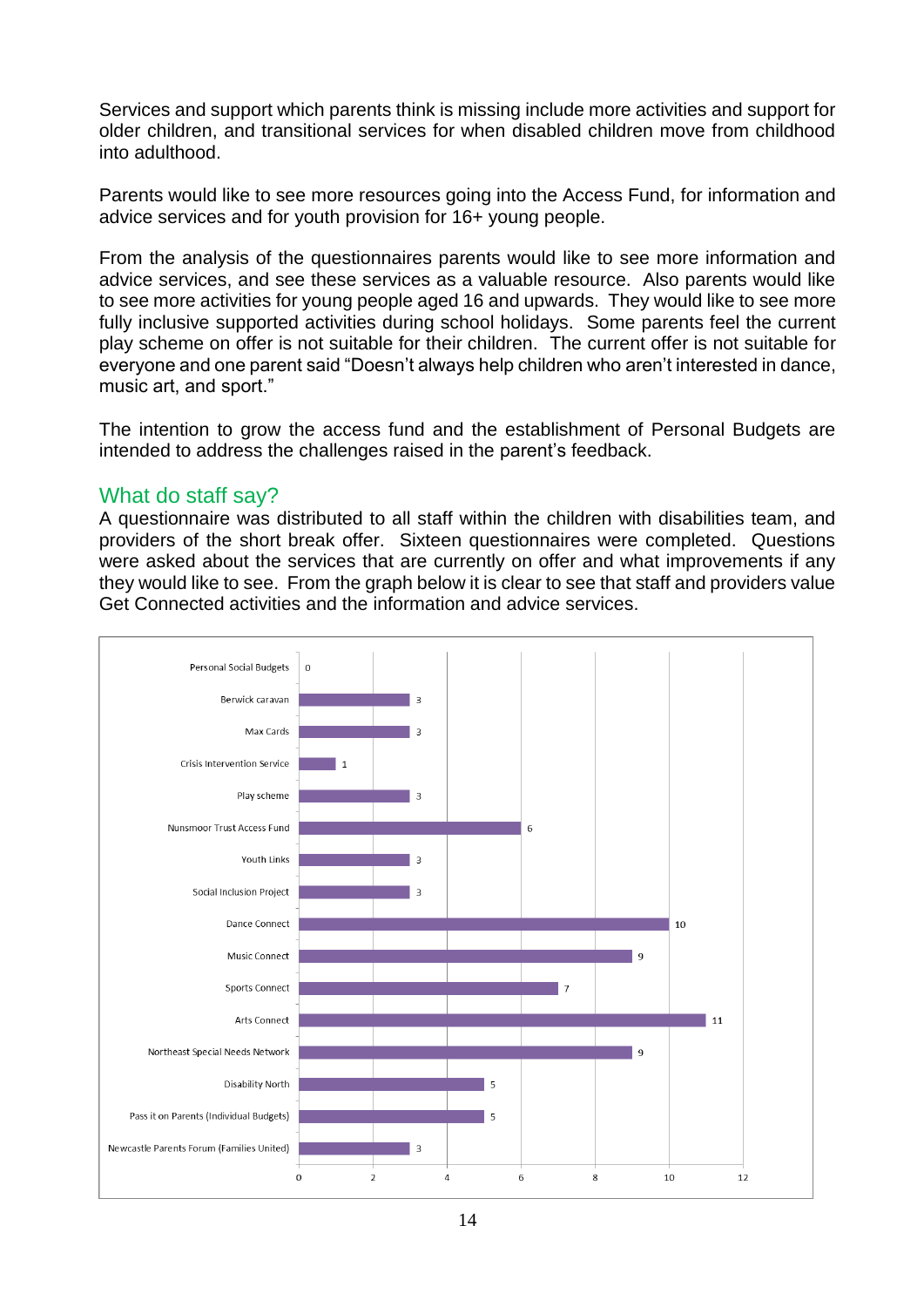Services and support which parents think is missing include more activities and support for older children, and transitional services for when disabled children move from childhood into adulthood.

Parents would like to see more resources going into the Access Fund, for information and advice services and for youth provision for 16+ young people.

From the analysis of the questionnaires parents would like to see more information and advice services, and see these services as a valuable resource. Also parents would like to see more activities for young people aged 16 and upwards. They would like to see more fully inclusive supported activities during school holidays. Some parents feel the current play scheme on offer is not suitable for their children. The current offer is not suitable for everyone and one parent said "Doesn't always help children who aren't interested in dance, music art, and sport."

The intention to grow the access fund and the establishment of Personal Budgets are intended to address the challenges raised in the parent's feedback.

## What do staff say?

A questionnaire was distributed to all staff within the children with disabilities team, and providers of the short break offer. Sixteen questionnaires were completed. Questions were asked about the services that are currently on offer and what improvements if any they would like to see. From the graph below it is clear to see that staff and providers value Get Connected activities and the information and advice services.

| Service | Count |
|---|---|
| Personal Social Budgets | 0 |
| Berwick caravan | 3 |
| Max Cards | 3 |
| Crisis Intervention Service | 1 |
| Play scheme | 3 |
| Nunsmoor Trust Access Fund | 6 |
| Youth Links | 3 |
| Social Inclusion Project | 3 |
| Dance Connect | 10 |
| Music Connect | 9 |
| Sports Connect | 7 |
| Arts Connect | 11 |
| Northeast Special Needs Network | 9 |
| Disability North | 5 |
| Pass it on Parents (Individual Budgets) | 5 |
| Newcastle Parents Forum (Families United) | 3 |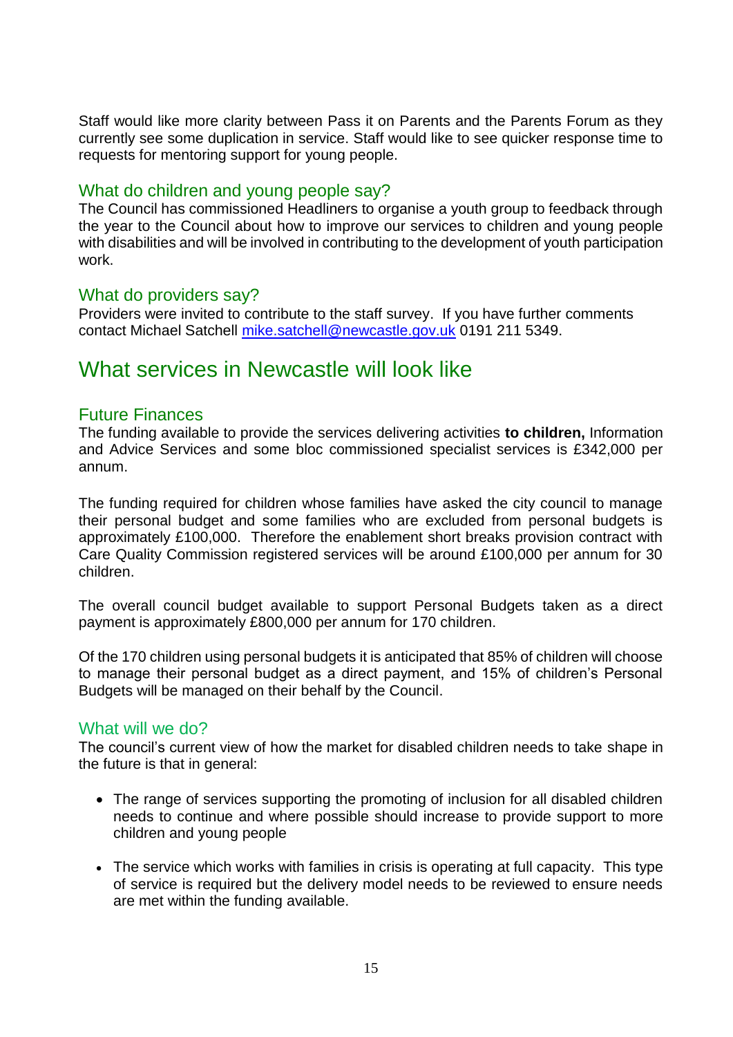Staff would like more clarity between Pass it on Parents and the Parents Forum as they currently see some duplication in service. Staff would like to see quicker response time to requests for mentoring support for young people.

### What do children and young people say?

The Council has commissioned Headliners to organise a youth group to feedback through the year to the Council about how to improve our services to children and young people with disabilities and will be involved in contributing to the development of youth participation work.

### What do providers say?

Providers were invited to contribute to the staff survey. If you have further comments contact Michael Satchell [mike.satchell@newcastle.gov.uk](mailto:mike.satchell@newcastle.gov.uk) 0191 211 5349.

## What services in Newcastle will look like

### Future Finances

The funding available to provide the services delivering activities **to children,** Information and Advice Services and some bloc commissioned specialist services is £342,000 per annum.

The funding required for children whose families have asked the city council to manage their personal budget and some families who are excluded from personal budgets is approximately £100,000. Therefore the enablement short breaks provision contract with Care Quality Commission registered services will be around £100,000 per annum for 30 children.

The overall council budget available to support Personal Budgets taken as a direct payment is approximately £800,000 per annum for 170 children.

Of the 170 children using personal budgets it is anticipated that 85% of children will choose to manage their personal budget as a direct payment, and 15% of children's Personal Budgets will be managed on their behalf by the Council.

### What will we do?

The council's current view of how the market for disabled children needs to take shape in the future is that in general:

- The range of services supporting the promoting of inclusion for all disabled children needs to continue and where possible should increase to provide support to more children and young people

- The service which works with families in crisis is operating at full capacity. This type of service is required but the delivery model needs to be reviewed to ensure needs are met within the funding available.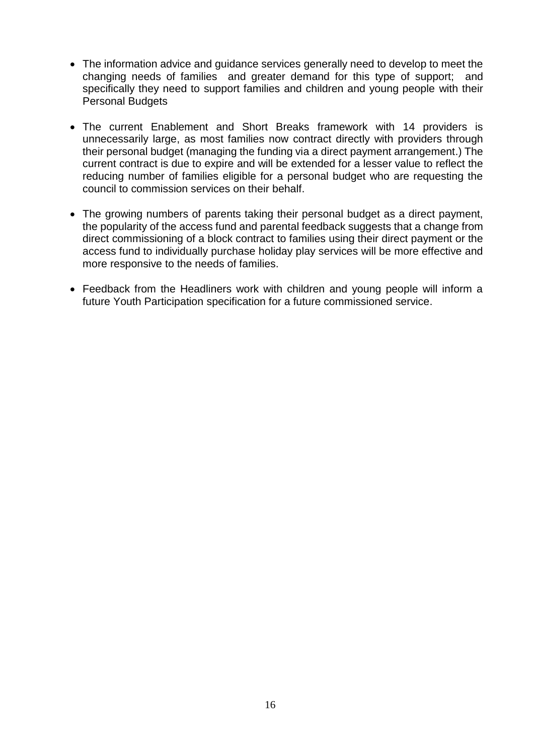- The information advice and guidance services generally need to develop to meet the changing needs of families and greater demand for this type of support; and specifically they need to support families and children and young people with their Personal Budgets

- The current Enablement and Short Breaks framework with 14 providers is unnecessarily large, as most families now contract directly with providers through their personal budget (managing the funding via a direct payment arrangement.) The current contract is due to expire and will be extended for a lesser value to reflect the reducing number of families eligible for a personal budget who are requesting the council to commission services on their behalf.

- The growing numbers of parents taking their personal budget as a direct payment, the popularity of the access fund and parental feedback suggests that a change from direct commissioning of a block contract to families using their direct payment or the access fund to individually purchase holiday play services will be more effective and more responsive to the needs of families.

- Feedback from the Headliners work with children and young people will inform a future Youth Participation specification for a future commissioned service.